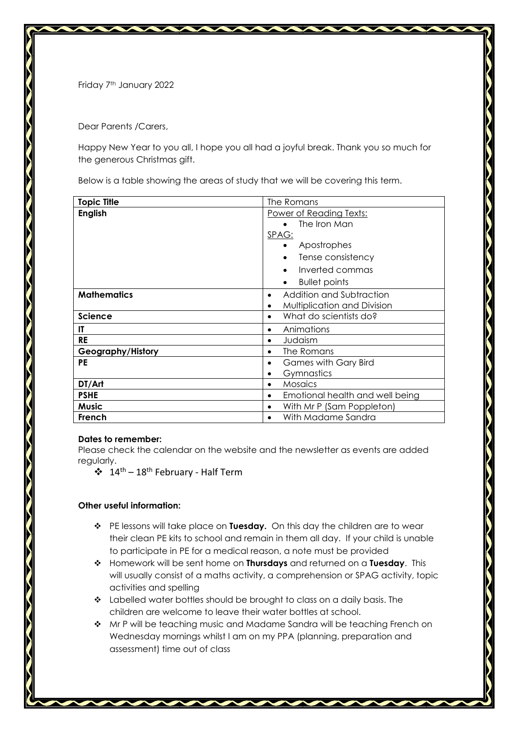Friday 7th January 2022

Dear Parents /Carers,

Happy New Year to you all, I hope you all had a joyful break. Thank you so much for the generous Christmas gift.

Below is a table showing the areas of study that we will be covering this term.

| **Topic Title** | The Romans |
|---|---|
| **English** | Power of Reading Texts:<br>• The Iron Man<br>SPAG:<br>• Apostrophes<br>• Tense consistency<br>• Inverted commas<br>• Bullet points |
| **Mathematics** | • Addition and Subtraction<br>• Multiplication and Division |
| **Science** | • What do scientists do? |
| **IT** | • Animations |
| **RE** | • Judaism |
| **Geography/History** | • The Romans |
| **PE** | • Games with Gary Bird<br>• Gymnastics |
| **DT/Art** | • Mosaics |
| **PSHE** | • Emotional health and well being |
| **Music** | • With Mr P (Sam Poppleton) |
| **French** | • With Madame Sandra |

**Dates to remember:**

Please check the calendar on the website and the newsletter as events are added regularly.

- 14th – 18th February - Half Term

**Other useful information:**

- PE lessons will take place on **Tuesday.** On this day the children are to wear their clean PE kits to school and remain in them all day. If your child is unable to participate in PE for a medical reason, a note must be provided
- Homework will be sent home on **Thursdays** and returned on a **Tuesday**. This will usually consist of a maths activity, a comprehension or SPAG activity, topic activities and spelling
- Labelled water bottles should be brought to class on a daily basis. The children are welcome to leave their water bottles at school.
- Mr P will be teaching music and Madame Sandra will be teaching French on Wednesday mornings whilst I am on my PPA (planning, preparation and assessment) time out of class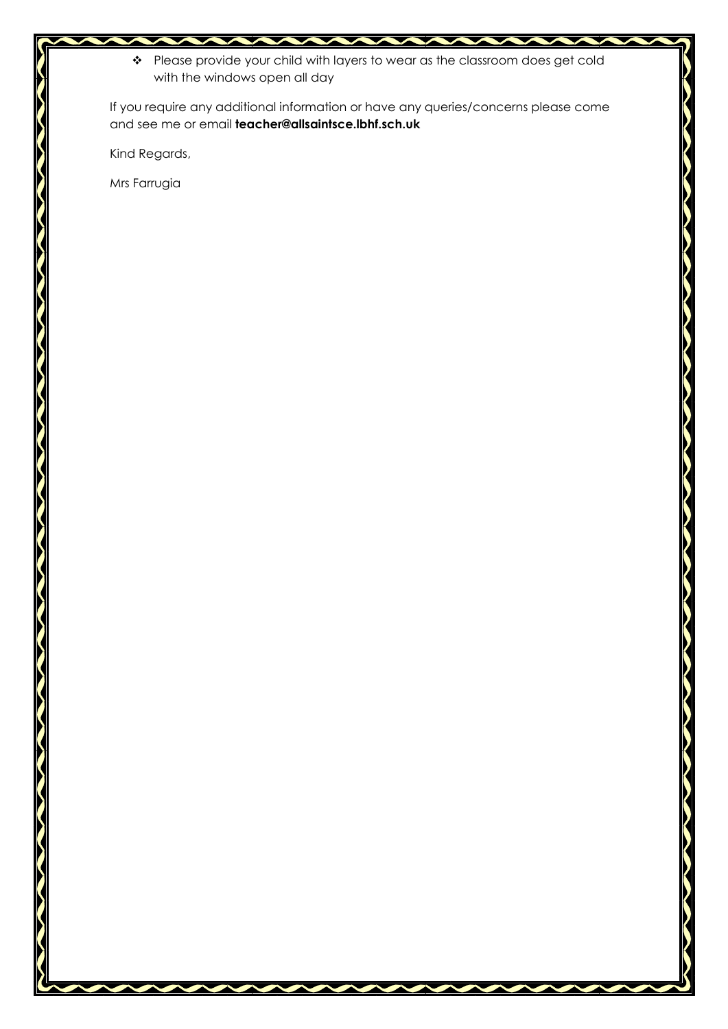- Please provide your child with layers to wear as the classroom does get cold with the windows open all day

If you require any additional information or have any queries/concerns please come and see me or email **teacher@allsaintsce.lbhf.sch.uk**

Kind Regards,

Mrs Farrugia